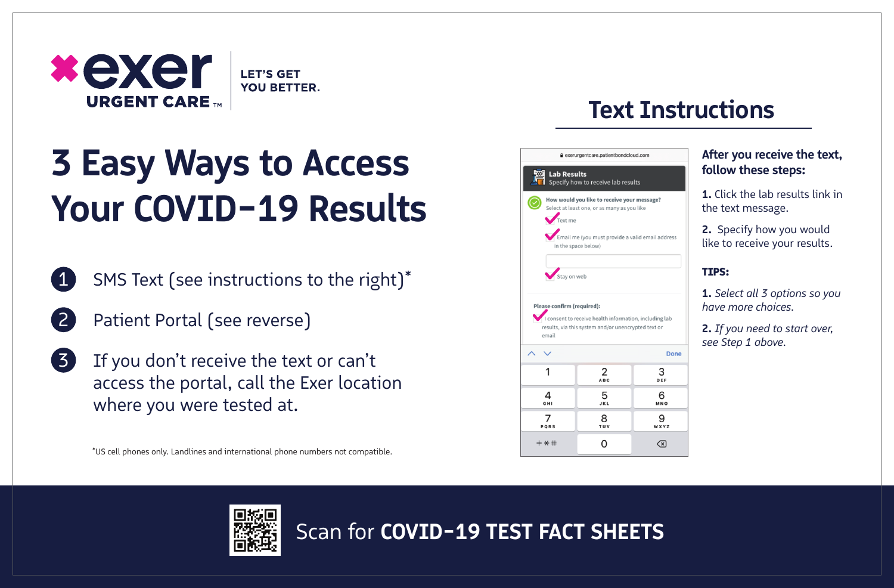**exer** URGENT CARE™

LET'S GET YOU BETTER.

# 3 Easy Ways to Access Your COVID-19 Results

1. SMS Text (see instructions to the right)*
2. Patient Portal (see reverse)
3. If you don't receive the text or can't access the portal, call the Exer location where you were tested at.

*US cell phones only. Landlines and international phone numbers not compatible.

## Text Instructions

exerurgentcare.patientbondcloud.com

**Lab Results**
Specify how to receive lab results

**How would you like to receive your message?**
Select at least one, or as many as you like

- Text me
- Email me (you must provide a valid email address in the space below)
- Stay on web

**Please confirm (required):**
I consent to receive health information, including lab results, via this system and/or unencrypted text or email

Done

**After you receive the text, follow these steps:**

**1.** Click the lab results link in the text message.

**2.** Specify how you would like to receive your results.

**TIPS:**

**1.** *Select all 3 options so you have more choices.*

**2.** *If you need to start over, see Step 1 above.*

Scan for **COVID-19 TEST FACT SHEETS**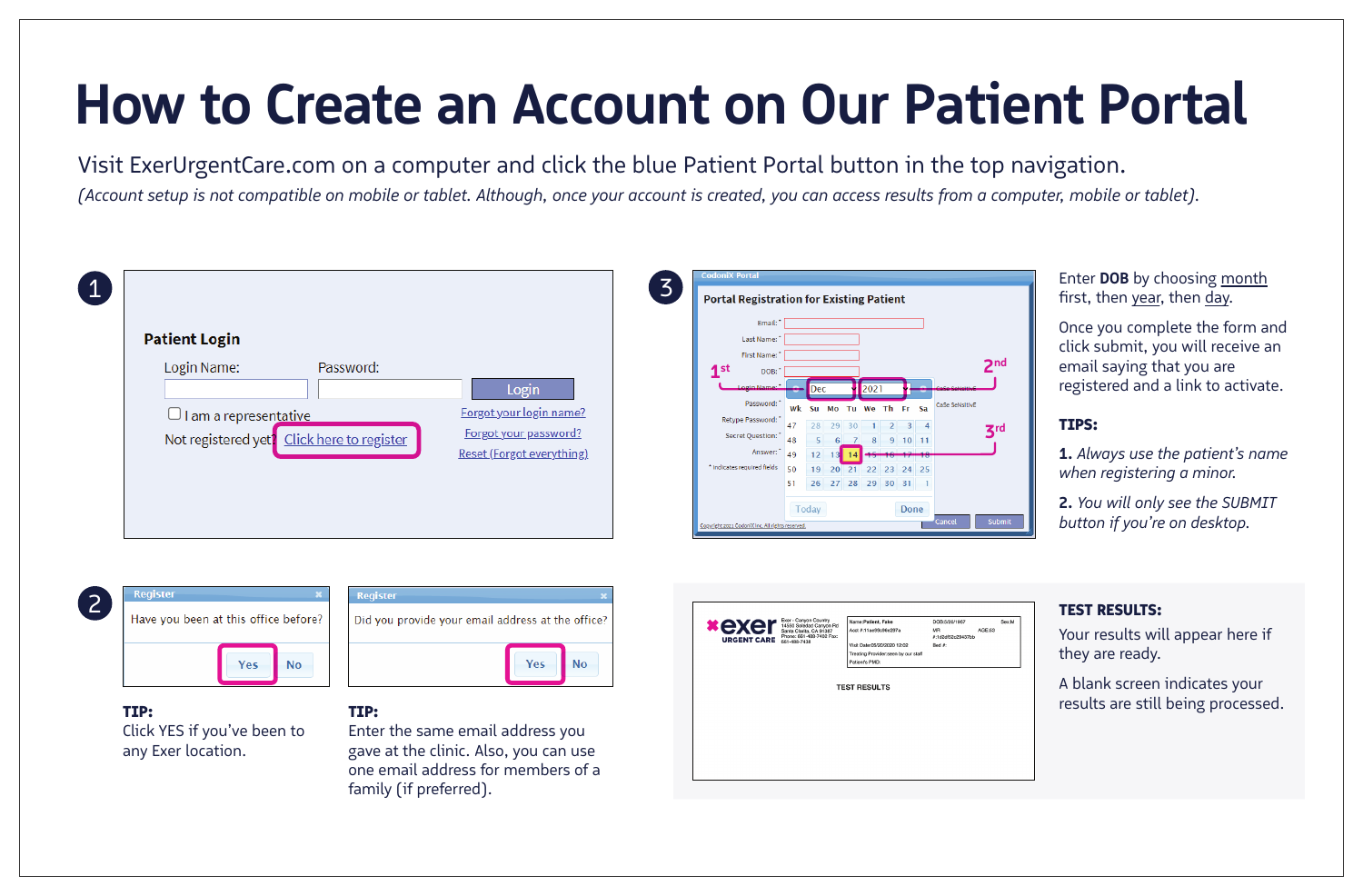# How to Create an Account on Our Patient Portal

Visit ExerUrgentCare.com on a computer and click the blue Patient Portal button in the top navigation.

*(Account setup is not compatible on mobile or tablet. Although, once your account is created, you can access results from a computer, mobile or tablet).*

**1**

**Patient Login**

Login Name: Password: Login

I am a representative

Not registered yet? Click here to register

Forgot your login name?

Forgot your password?

Reset (Forgot everything)

**2**

Register

Have you been at this office before? Yes No

**TIP:**
Click YES if you've been to any Exer location.

Register

Did you provide your email address at the office? Yes No

**TIP:**
Enter the same email address you gave at the clinic. Also, you can use one email address for members of a family (if preferred).

**3**

Enter **DOB** by choosing month first, then year, then day.

Once you complete the form and click submit, you will receive an email saying that you are registered and a link to activate.

**TIPS:**

**1.** *Always use the patient's name when registering a minor.*

**2.** *You will only see the SUBMIT button if you're on desktop.*

**TEST RESULTS:**

Your results will appear here if they are ready.

A blank screen indicates your results are still being processed.